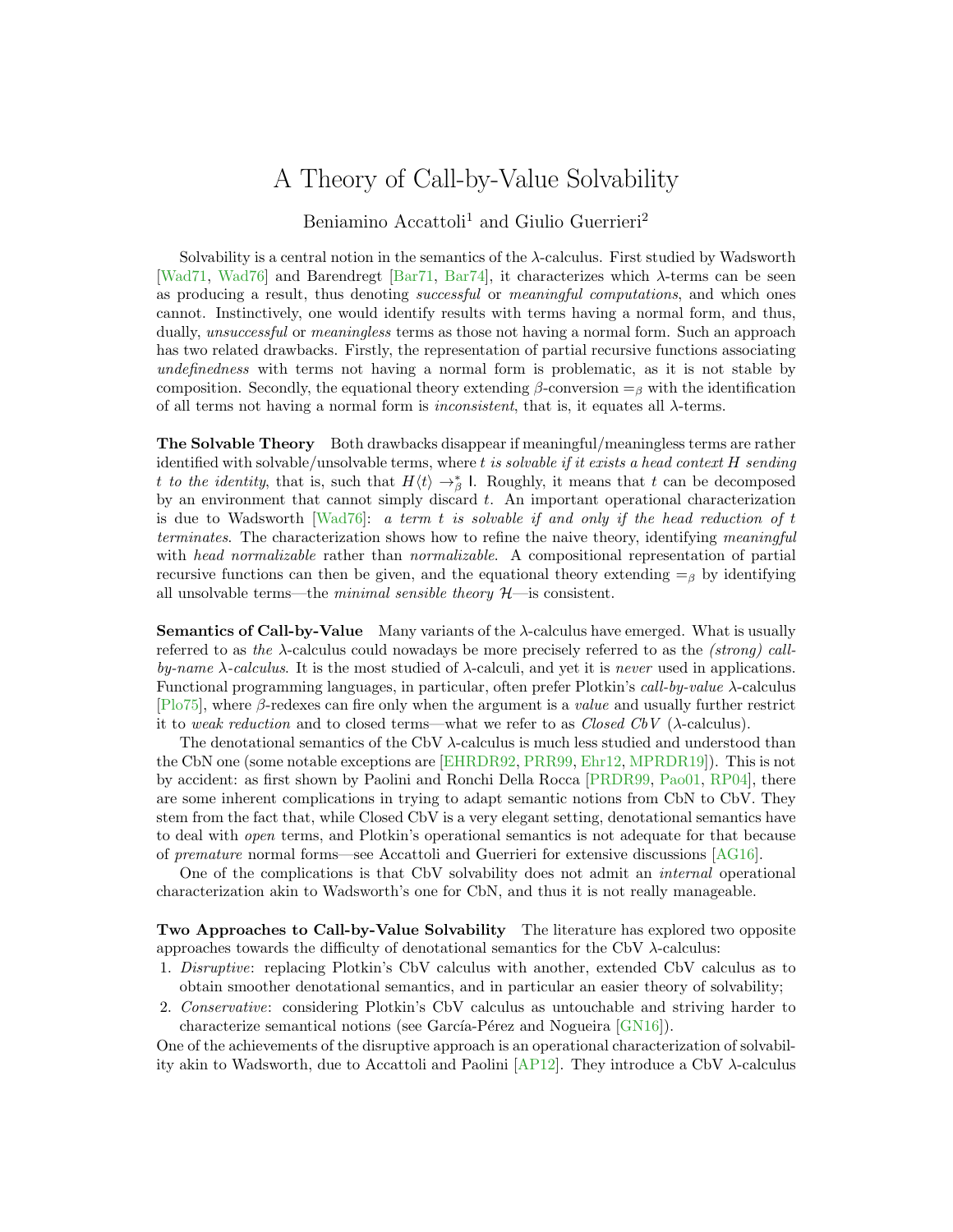# A Theory of Call-by-Value Solvability

Beniamino Accattoli[1] and Giulio Guerrieri[2]

Solvability is a central notion in the semantics of the $\lambda$-calculus. First studied by Wadsworth [Wad71, Wad76] and Barendregt [Bar71, Bar74], it characterizes which $\lambda$-terms can be seen as producing a result, thus denoting *successful* or *meaningful computations*, and which ones cannot. Instinctively, one would identify results with terms having a normal form, and thus, dually, *unsuccessful* or *meaningless* terms as those not having a normal form. Such an approach has two related drawbacks. Firstly, the representation of partial recursive functions associating *undefinedness* with terms not having a normal form is problematic, as it is not stable by composition. Secondly, the equational theory extending $\beta$-conversion $=_\beta$ with the identification of all terms not having a normal form is *inconsistent*, that is, it equates all $\lambda$-terms.

**The Solvable Theory** Both drawbacks disappear if meaningful/meaningless terms are rather identified with solvable/unsolvable terms, where *$t$ is solvable if it exists a head context $H$ sending $t$ to the identity*, that is, such that $H\langle t\rangle \to_\beta^* \mathsf{I}$. Roughly, it means that $t$ can be decomposed by an environment that cannot simply discard $t$. An important operational characterization is due to Wadsworth [Wad76]: *a term $t$ is solvable if and only if the head reduction of $t$ terminates*. The characterization shows how to refine the naive theory, identifying *meaningful* with *head normalizable* rather than *normalizable*. A compositional representation of partial recursive functions can then be given, and the equational theory extending $=_\beta$ by identifying all unsolvable terms—the *minimal sensible theory* $\mathcal{H}$—is consistent.

**Semantics of Call-by-Value** Many variants of the $\lambda$-calculus have emerged. What is usually referred to as *the* $\lambda$-calculus could nowadays be more precisely referred to as the *(strong) call-by-name $\lambda$-calculus*. It is the most studied of $\lambda$-calculi, and yet it is *never* used in applications. Functional programming languages, in particular, often prefer Plotkin's *call-by-value* $\lambda$-calculus [Plo75], where $\beta$-redexes can fire only when the argument is a *value* and usually further restrict it to *weak reduction* and to closed terms—what we refer to as *Closed CbV* ($\lambda$-calculus).

The denotational semantics of the CbV $\lambda$-calculus is much less studied and understood than the CbN one (some notable exceptions are [EHRDR92, PRR99, Ehr12, MPRDR19]). This is not by accident: as first shown by Paolini and Ronchi Della Rocca [PRDR99, Pao01, RP04], there are some inherent complications in trying to adapt semantic notions from CbN to CbV. They stem from the fact that, while Closed CbV is a very elegant setting, denotational semantics have to deal with *open* terms, and Plotkin's operational semantics is not adequate for that because of *premature* normal forms—see Accattoli and Guerrieri for extensive discussions [AG16].

One of the complications is that CbV solvability does not admit an *internal* operational characterization akin to Wadsworth's one for CbN, and thus it is not really manageable.

**Two Approaches to Call-by-Value Solvability** The literature has explored two opposite approaches towards the difficulty of denotational semantics for the CbV $\lambda$-calculus:

1. *Disruptive*: replacing Plotkin's CbV calculus with another, extended CbV calculus as to obtain smoother denotational semantics, and in particular an easier theory of solvability;
2. *Conservative*: considering Plotkin's CbV calculus as untouchable and striving harder to characterize semantical notions (see García-Pérez and Nogueira [GN16]).

One of the achievements of the disruptive approach is an operational characterization of solvability akin to Wadsworth, due to Accattoli and Paolini [AP12]. They introduce a CbV $\lambda$-calculus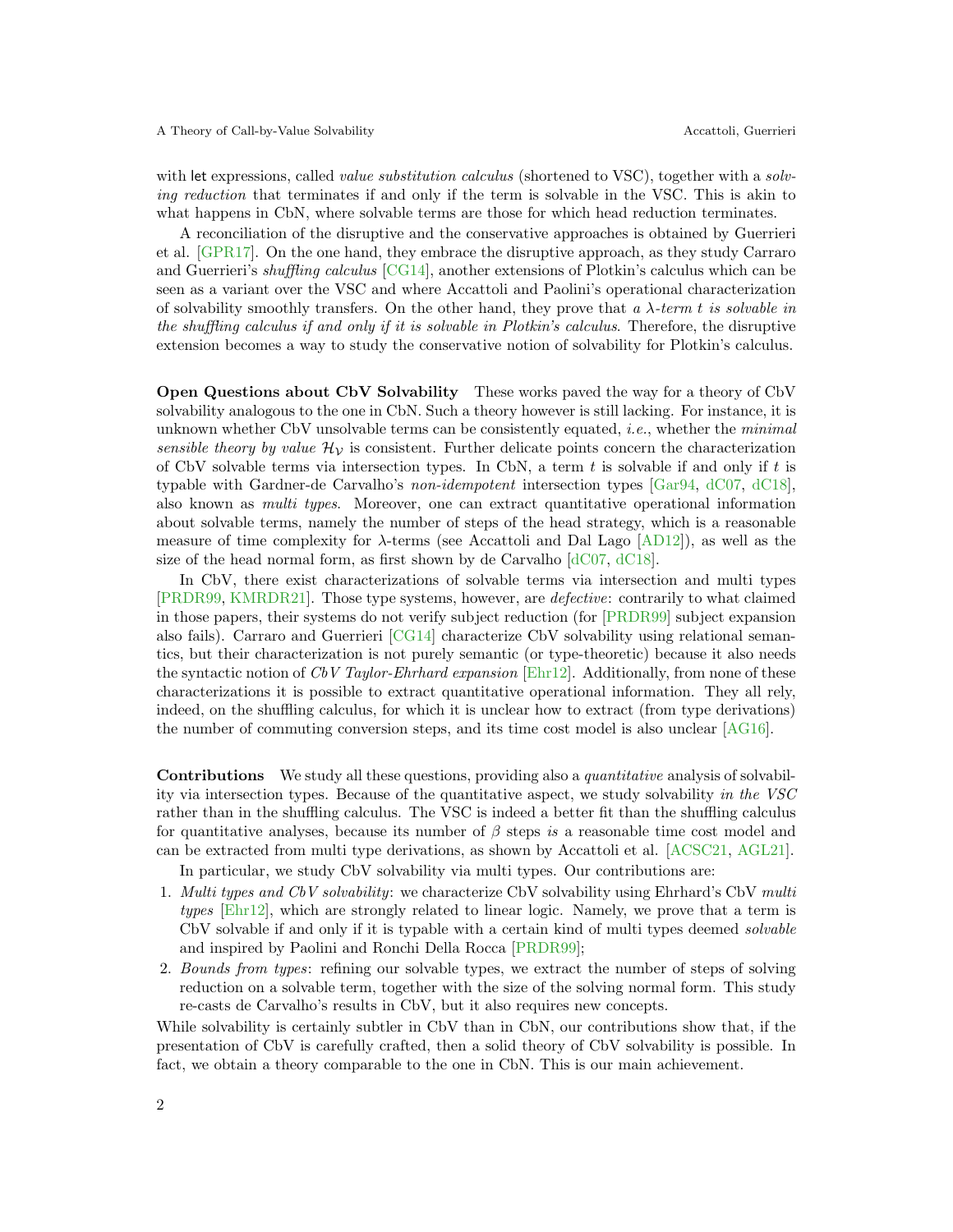with let expressions, called *value substitution calculus* (shortened to VSC), together with a *solving reduction* that terminates if and only if the term is solvable in the VSC. This is akin to what happens in CbN, where solvable terms are those for which head reduction terminates.

A reconciliation of the disruptive and the conservative approaches is obtained by Guerrieri et al. [GPR17]. On the one hand, they embrace the disruptive approach, as they study Carraro and Guerrieri's *shuffling calculus* [CG14], another extensions of Plotkin's calculus which can be seen as a variant over the VSC and where Accattoli and Paolini's operational characterization of solvability smoothly transfers. On the other hand, they prove that *a $\lambda$-term $t$ is solvable in the shuffling calculus if and only if it is solvable in Plotkin's calculus*. Therefore, the disruptive extension becomes a way to study the conservative notion of solvability for Plotkin's calculus.

**Open Questions about CbV Solvability** These works paved the way for a theory of CbV solvability analogous to the one in CbN. Such a theory however is still lacking. For instance, it is unknown whether CbV unsolvable terms can be consistently equated, *i.e.*, whether the *minimal sensible theory by value* $\mathcal{H}_{\mathcal{V}}$ is consistent. Further delicate points concern the characterization of CbV solvable terms via intersection types. In CbN, a term $t$ is solvable if and only if $t$ is typable with Gardner-de Carvalho's *non-idempotent* intersection types [Gar94, dC07, dC18], also known as *multi types*. Moreover, one can extract quantitative operational information about solvable terms, namely the number of steps of the head strategy, which is a reasonable measure of time complexity for $\lambda$-terms (see Accattoli and Dal Lago [AD12]), as well as the size of the head normal form, as first shown by de Carvalho [dC07, dC18].

In CbV, there exist characterizations of solvable terms via intersection and multi types [PRDR99, KMRDR21]. Those type systems, however, are *defective*: contrarily to what claimed in those papers, their systems do not verify subject reduction (for [PRDR99] subject expansion also fails). Carraro and Guerrieri [CG14] characterize CbV solvability using relational semantics, but their characterization is not purely semantic (or type-theoretic) because it also needs the syntactic notion of *CbV Taylor-Ehrhard expansion* [Ehr12]. Additionally, from none of these characterizations it is possible to extract quantitative operational information. They all rely, indeed, on the shuffling calculus, for which it is unclear how to extract (from type derivations) the number of commuting conversion steps, and its time cost model is also unclear [AG16].

**Contributions** We study all these questions, providing also a *quantitative* analysis of solvability via intersection types. Because of the quantitative aspect, we study solvability *in the VSC* rather than in the shuffling calculus. The VSC is indeed a better fit than the shuffling calculus for quantitative analyses, because its number of $\beta$ steps *is* a reasonable time cost model and can be extracted from multi type derivations, as shown by Accattoli et al. [ACSC21, AGL21].

In particular, we study CbV solvability via multi types. Our contributions are:

1. *Multi types and CbV solvability*: we characterize CbV solvability using Ehrhard's CbV *multi types* [Ehr12], which are strongly related to linear logic. Namely, we prove that a term is CbV solvable if and only if it is typable with a certain kind of multi types deemed *solvable* and inspired by Paolini and Ronchi Della Rocca [PRDR99];
2. *Bounds from types*: refining our solvable types, we extract the number of steps of solving reduction on a solvable term, together with the size of the solving normal form. This study re-casts de Carvalho's results in CbV, but it also requires new concepts.

While solvability is certainly subtler in CbV than in CbN, our contributions show that, if the presentation of CbV is carefully crafted, then a solid theory of CbV solvability is possible. In fact, we obtain a theory comparable to the one in CbN. This is our main achievement.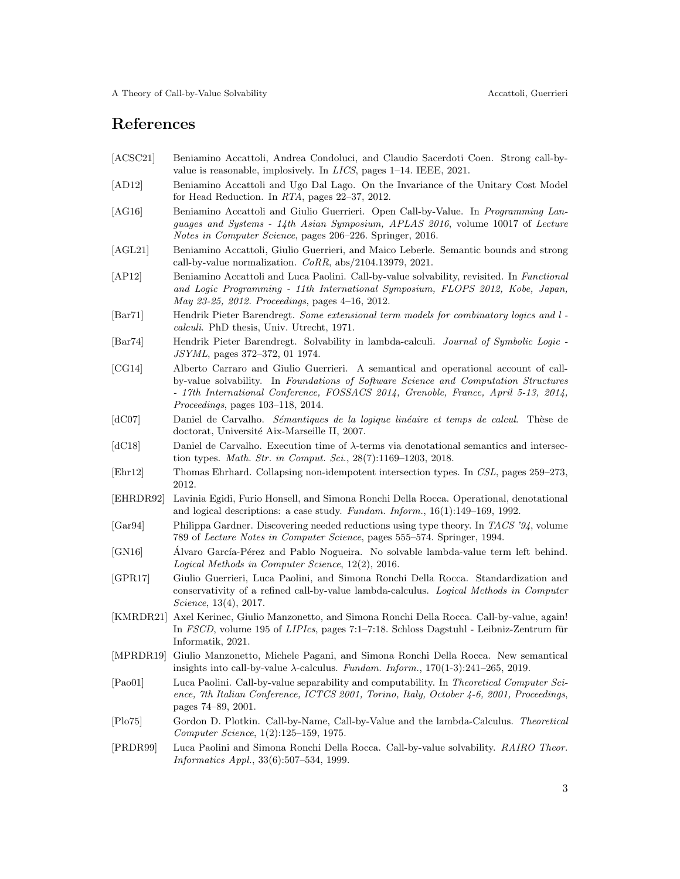## References

[ACSC21] Beniamino Accattoli, Andrea Condoluci, and Claudio Sacerdoti Coen. Strong call-by-value is reasonable, implosively. In *LICS*, pages 1–14. IEEE, 2021.

[AD12] Beniamino Accattoli and Ugo Dal Lago. On the Invariance of the Unitary Cost Model for Head Reduction. In *RTA*, pages 22–37, 2012.

[AG16] Beniamino Accattoli and Giulio Guerrieri. Open Call-by-Value. In *Programming Languages and Systems - 14th Asian Symposium, APLAS 2016*, volume 10017 of *Lecture Notes in Computer Science*, pages 206–226. Springer, 2016.

[AGL21] Beniamino Accattoli, Giulio Guerrieri, and Maico Leberle. Semantic bounds and strong call-by-value normalization. *CoRR*, abs/2104.13979, 2021.

[AP12] Beniamino Accattoli and Luca Paolini. Call-by-value solvability, revisited. In *Functional and Logic Programming - 11th International Symposium, FLOPS 2012, Kobe, Japan, May 23-25, 2012. Proceedings*, pages 4–16, 2012.

[Bar71] Hendrik Pieter Barendregt. *Some extensional term models for combinatory logics and l - calculi*. PhD thesis, Univ. Utrecht, 1971.

[Bar74] Hendrik Pieter Barendregt. Solvability in lambda-calculi. *Journal of Symbolic Logic - JSYML*, pages 372–372, 01 1974.

[CG14] Alberto Carraro and Giulio Guerrieri. A semantical and operational account of call-by-value solvability. In *Foundations of Software Science and Computation Structures - 17th International Conference, FOSSACS 2014, Grenoble, France, April 5-13, 2014, Proceedings*, pages 103–118, 2014.

[dC07] Daniel de Carvalho. *Sémantiques de la logique linéaire et temps de calcul*. Thèse de doctorat, Université Aix-Marseille II, 2007.

[dC18] Daniel de Carvalho. Execution time of λ-terms via denotational semantics and intersection types. *Math. Str. in Comput. Sci.*, 28(7):1169–1203, 2018.

[Ehr12] Thomas Ehrhard. Collapsing non-idempotent intersection types. In *CSL*, pages 259–273, 2012.

[EHRDR92] Lavinia Egidi, Furio Honsell, and Simona Ronchi Della Rocca. Operational, denotational and logical descriptions: a case study. *Fundam. Inform.*, 16(1):149–169, 1992.

[Gar94] Philippa Gardner. Discovering needed reductions using type theory. In *TACS '94*, volume 789 of *Lecture Notes in Computer Science*, pages 555–574. Springer, 1994.

[GN16] Álvaro García-Pérez and Pablo Nogueira. No solvable lambda-value term left behind. *Logical Methods in Computer Science*, 12(2), 2016.

[GPR17] Giulio Guerrieri, Luca Paolini, and Simona Ronchi Della Rocca. Standardization and conservativity of a refined call-by-value lambda-calculus. *Logical Methods in Computer Science*, 13(4), 2017.

[KMRDR21] Axel Kerinec, Giulio Manzonetto, and Simona Ronchi Della Rocca. Call-by-value, again! In *FSCD*, volume 195 of *LIPIcs*, pages 7:1–7:18. Schloss Dagstuhl - Leibniz-Zentrum für Informatik, 2021.

[MPRDR19] Giulio Manzonetto, Michele Pagani, and Simona Ronchi Della Rocca. New semantical insights into call-by-value λ-calculus. *Fundam. Inform.*, 170(1-3):241–265, 2019.

[Pao01] Luca Paolini. Call-by-value separability and computability. In *Theoretical Computer Science, 7th Italian Conference, ICTCS 2001, Torino, Italy, October 4-6, 2001, Proceedings*, pages 74–89, 2001.

[Plo75] Gordon D. Plotkin. Call-by-Name, Call-by-Value and the lambda-Calculus. *Theoretical Computer Science*, 1(2):125–159, 1975.

[PRDR99] Luca Paolini and Simona Ronchi Della Rocca. Call-by-value solvability. *RAIRO Theor. Informatics Appl.*, 33(6):507–534, 1999.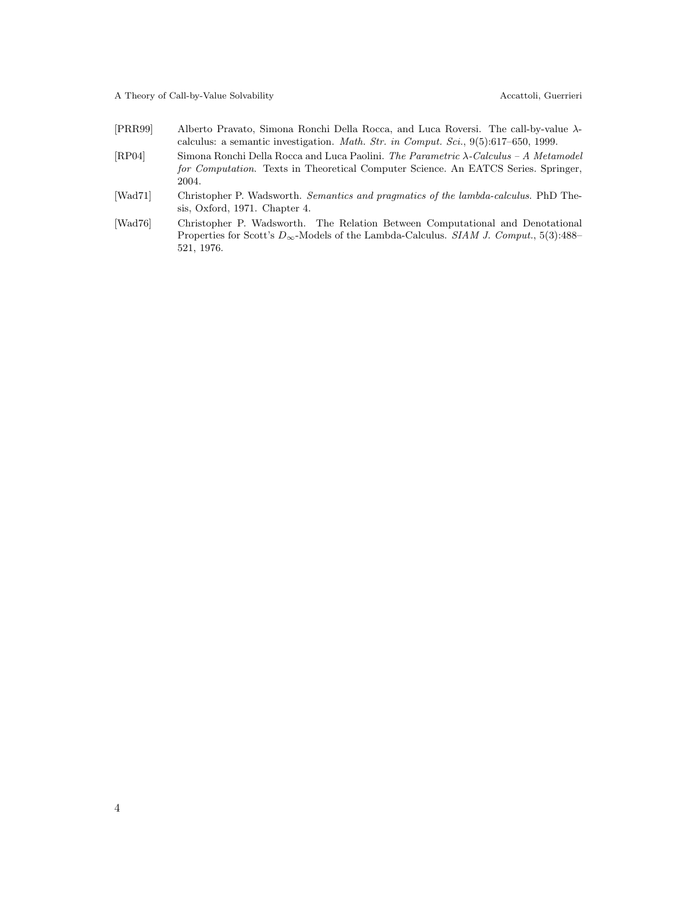[PRR99] Alberto Pravato, Simona Ronchi Della Rocca, and Luca Roversi. The call-by-value $\lambda$-calculus: a semantic investigation. *Math. Str. in Comput. Sci.*, 9(5):617–650, 1999.

[RP04] Simona Ronchi Della Rocca and Luca Paolini. *The Parametric $\lambda$-Calculus – A Metamodel for Computation*. Texts in Theoretical Computer Science. An EATCS Series. Springer, 2004.

[Wad71] Christopher P. Wadsworth. *Semantics and pragmatics of the lambda-calculus*. PhD Thesis, Oxford, 1971. Chapter 4.

[Wad76] Christopher P. Wadsworth. The Relation Between Computational and Denotational Properties for Scott's $D_\infty$-Models of the Lambda-Calculus. *SIAM J. Comput.*, 5(3):488–521, 1976.